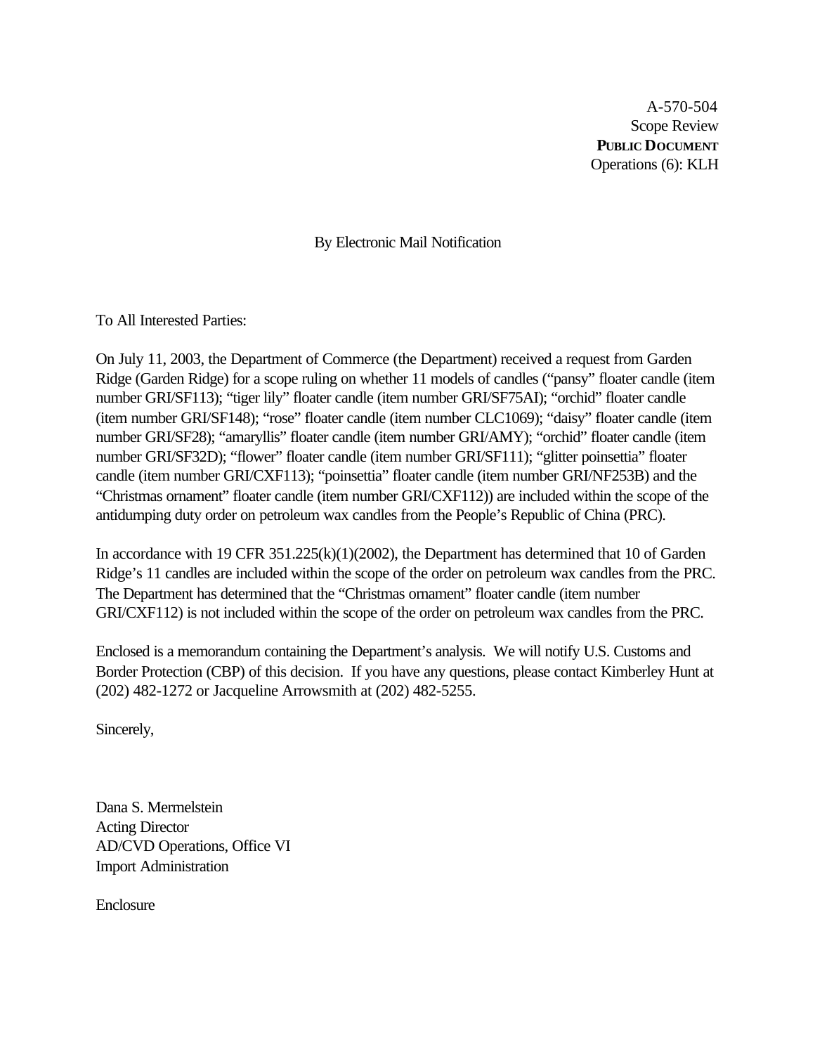A-570-504
Scope Review
**PUBLIC DOCUMENT**
Operations (6): KLH

By Electronic Mail Notification

To All Interested Parties:

On July 11, 2003, the Department of Commerce (the Department) received a request from Garden Ridge (Garden Ridge) for a scope ruling on whether 11 models of candles ("pansy" floater candle (item number GRI/SF113); "tiger lily" floater candle (item number GRI/SF75AI); "orchid" floater candle (item number GRI/SF148); "rose" floater candle (item number CLC1069); "daisy" floater candle (item number GRI/SF28); "amaryllis" floater candle (item number GRI/AMY); "orchid" floater candle (item number GRI/SF32D); "flower" floater candle (item number GRI/SF111); "glitter poinsettia" floater candle (item number GRI/CXF113); "poinsettia" floater candle (item number GRI/NF253B) and the "Christmas ornament" floater candle (item number GRI/CXF112)) are included within the scope of the antidumping duty order on petroleum wax candles from the People's Republic of China (PRC).

In accordance with 19 CFR 351.225(k)(1)(2002), the Department has determined that 10 of Garden Ridge's 11 candles are included within the scope of the order on petroleum wax candles from the PRC. The Department has determined that the "Christmas ornament" floater candle (item number GRI/CXF112) is not included within the scope of the order on petroleum wax candles from the PRC.

Enclosed is a memorandum containing the Department's analysis. We will notify U.S. Customs and Border Protection (CBP) of this decision. If you have any questions, please contact Kimberley Hunt at (202) 482-1272 or Jacqueline Arrowsmith at (202) 482-5255.

Sincerely,

Dana S. Mermelstein
Acting Director
AD/CVD Operations, Office VI
Import Administration

Enclosure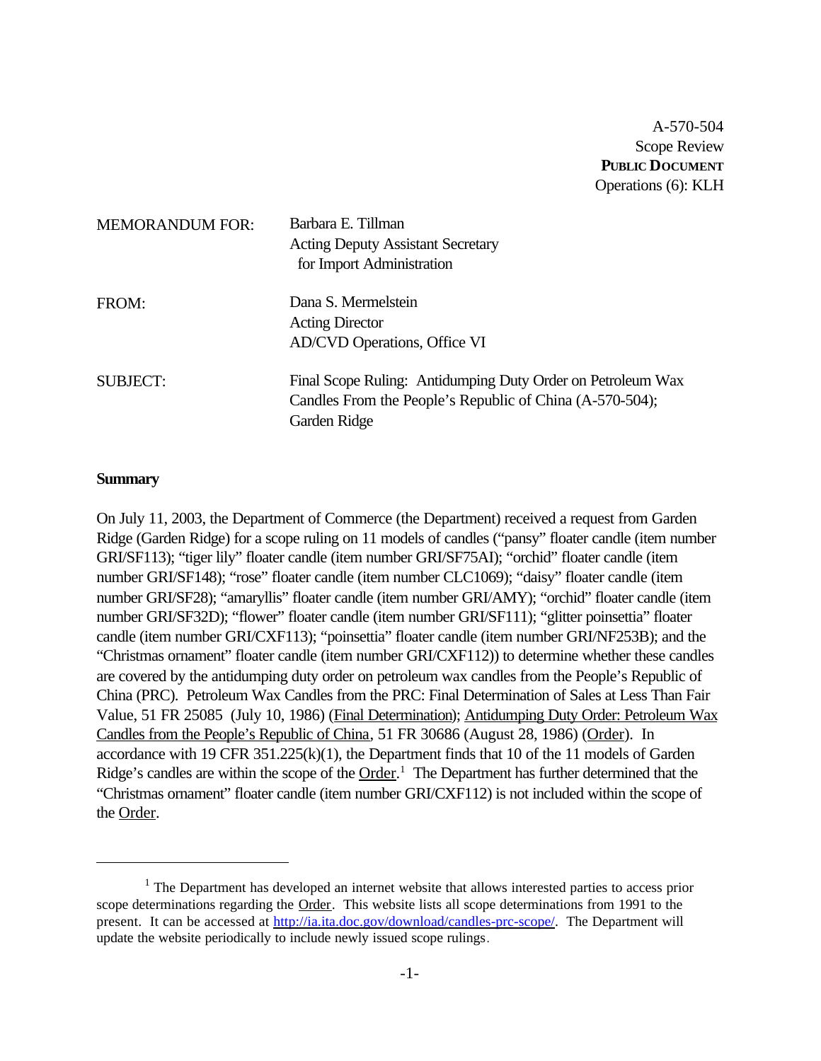A-570-504
Scope Review
**PUBLIC DOCUMENT**
Operations (6): KLH

MEMORANDUM FOR: Barbara E. Tillman
Acting Deputy Assistant Secretary
for Import Administration

FROM: Dana S. Mermelstein
Acting Director
AD/CVD Operations, Office VI

SUBJECT: Final Scope Ruling: Antidumping Duty Order on Petroleum Wax Candles From the People's Republic of China (A-570-504); Garden Ridge

**Summary**

On July 11, 2003, the Department of Commerce (the Department) received a request from Garden Ridge (Garden Ridge) for a scope ruling on 11 models of candles ("pansy" floater candle (item number GRI/SF113); "tiger lily" floater candle (item number GRI/SF75AI); "orchid" floater candle (item number GRI/SF148); "rose" floater candle (item number CLC1069); "daisy" floater candle (item number GRI/SF28); "amaryllis" floater candle (item number GRI/AMY); "orchid" floater candle (item number GRI/SF32D); "flower" floater candle (item number GRI/SF111); "glitter poinsettia" floater candle (item number GRI/CXF113); "poinsettia" floater candle (item number GRI/NF253B); and the "Christmas ornament" floater candle (item number GRI/CXF112)) to determine whether these candles are covered by the antidumping duty order on petroleum wax candles from the People's Republic of China (PRC). Petroleum Wax Candles from the PRC: Final Determination of Sales at Less Than Fair Value, 51 FR 25085 (July 10, 1986) (<u>Final Determination</u>); <u>Antidumping Duty Order: Petroleum Wax Candles from the People's Republic of China</u>, 51 FR 30686 (August 28, 1986) (<u>Order</u>). In accordance with 19 CFR 351.225(k)(1), the Department finds that 10 of the 11 models of Garden Ridge's candles are within the scope of the <u>Order</u>.[1] The Department has further determined that the "Christmas ornament" floater candle (item number GRI/CXF112) is not included within the scope of the <u>Order</u>.

---

[1] The Department has developed an internet website that allows interested parties to access prior scope determinations regarding the <u>Order</u>. This website lists all scope determinations from 1991 to the present. It can be accessed at http://ia.ita.doc.gov/download/candles-prc-scope/. The Department will update the website periodically to include newly issued scope rulings.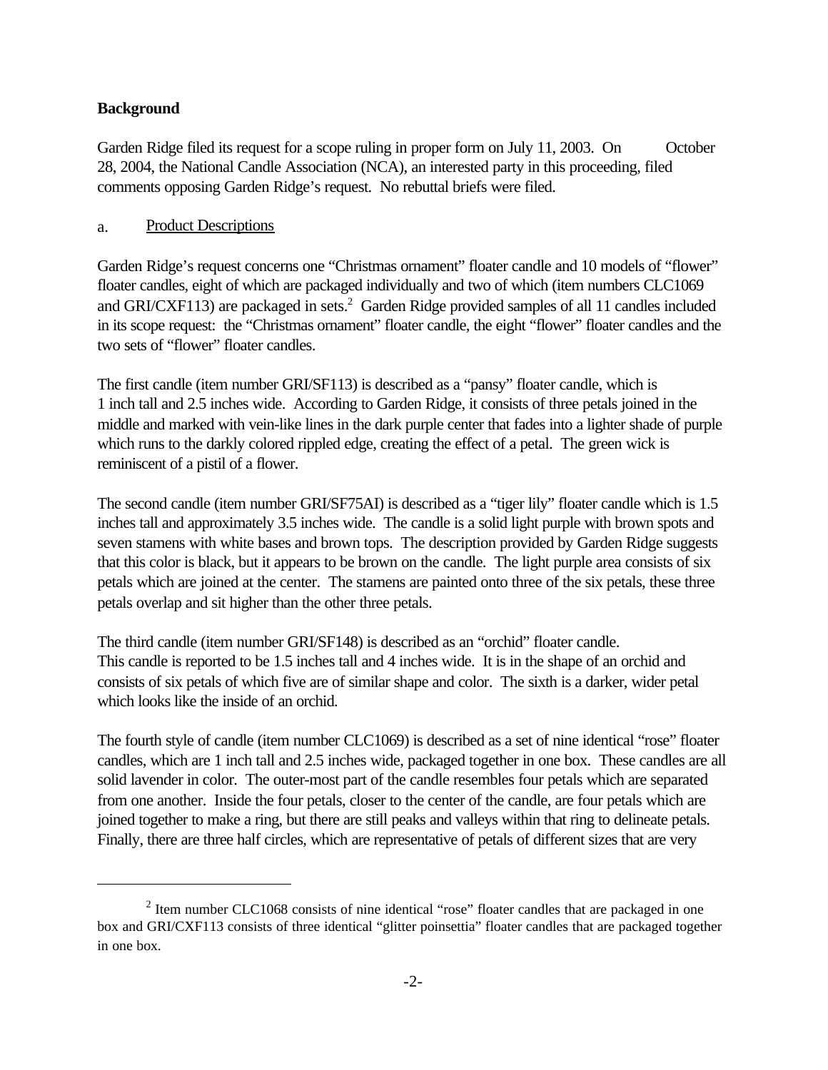**Background**

Garden Ridge filed its request for a scope ruling in proper form on July 11, 2003. On October 28, 2004, the National Candle Association (NCA), an interested party in this proceeding, filed comments opposing Garden Ridge's request. No rebuttal briefs were filed.

a. Product Descriptions

Garden Ridge's request concerns one "Christmas ornament" floater candle and 10 models of "flower" floater candles, eight of which are packaged individually and two of which (item numbers CLC1069 and GRI/CXF113) are packaged in sets.[2] Garden Ridge provided samples of all 11 candles included in its scope request: the "Christmas ornament" floater candle, the eight "flower" floater candles and the two sets of "flower" floater candles.

The first candle (item number GRI/SF113) is described as a "pansy" floater candle, which is 1 inch tall and 2.5 inches wide. According to Garden Ridge, it consists of three petals joined in the middle and marked with vein-like lines in the dark purple center that fades into a lighter shade of purple which runs to the darkly colored rippled edge, creating the effect of a petal. The green wick is reminiscent of a pistil of a flower.

The second candle (item number GRI/SF75AI) is described as a "tiger lily" floater candle which is 1.5 inches tall and approximately 3.5 inches wide. The candle is a solid light purple with brown spots and seven stamens with white bases and brown tops. The description provided by Garden Ridge suggests that this color is black, but it appears to be brown on the candle. The light purple area consists of six petals which are joined at the center. The stamens are painted onto three of the six petals, these three petals overlap and sit higher than the other three petals.

The third candle (item number GRI/SF148) is described as an "orchid" floater candle. This candle is reported to be 1.5 inches tall and 4 inches wide. It is in the shape of an orchid and consists of six petals of which five are of similar shape and color. The sixth is a darker, wider petal which looks like the inside of an orchid.

The fourth style of candle (item number CLC1069) is described as a set of nine identical "rose" floater candles, which are 1 inch tall and 2.5 inches wide, packaged together in one box. These candles are all solid lavender in color. The outer-most part of the candle resembles four petals which are separated from one another. Inside the four petals, closer to the center of the candle, are four petals which are joined together to make a ring, but there are still peaks and valleys within that ring to delineate petals. Finally, there are three half circles, which are representative of petals of different sizes that are very

[2] Item number CLC1068 consists of nine identical "rose" floater candles that are packaged in one box and GRI/CXF113 consists of three identical "glitter poinsettia" floater candles that are packaged together in one box.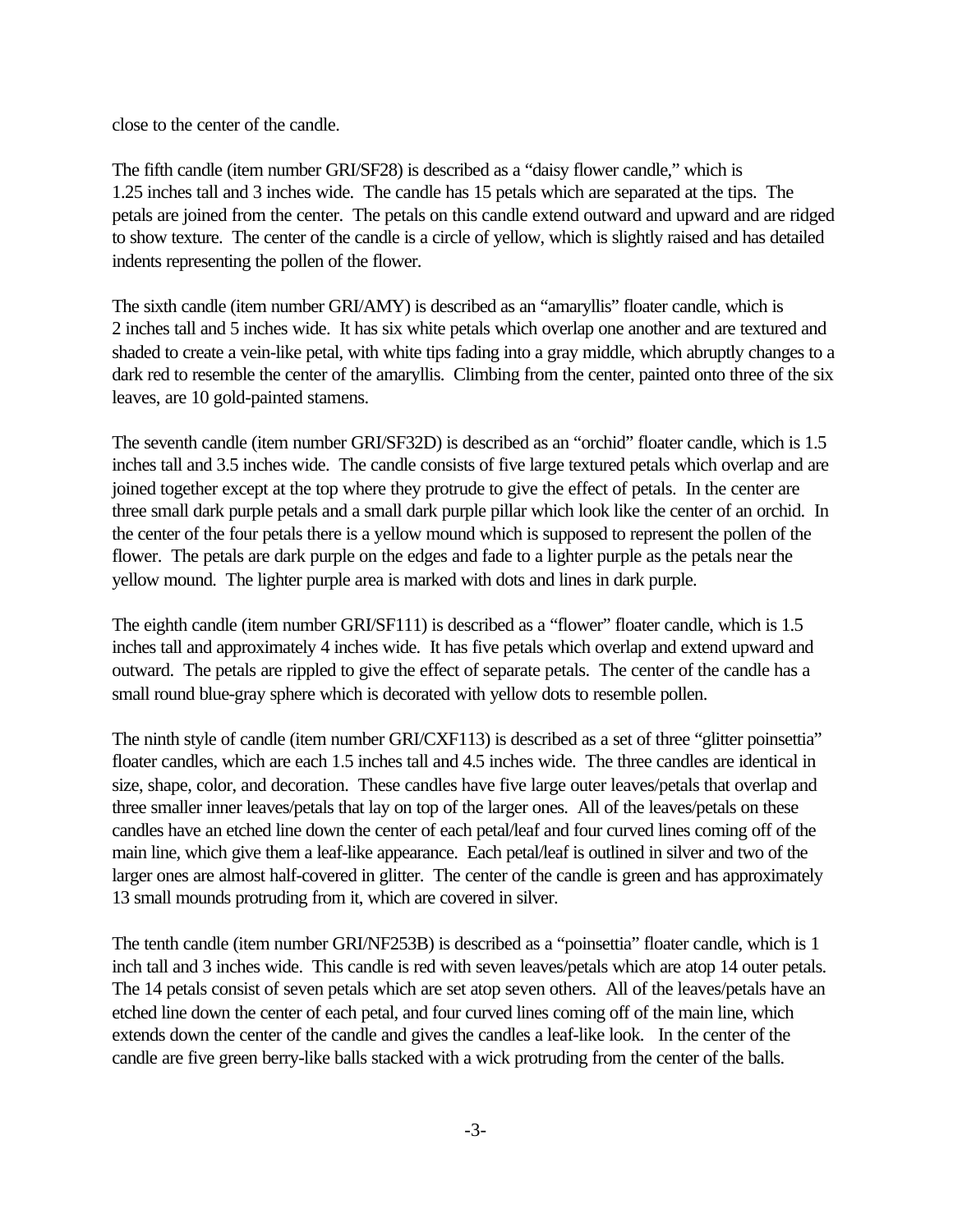close to the center of the candle.

The fifth candle (item number GRI/SF28) is described as a "daisy flower candle," which is 1.25 inches tall and 3 inches wide. The candle has 15 petals which are separated at the tips. The petals are joined from the center. The petals on this candle extend outward and upward and are ridged to show texture. The center of the candle is a circle of yellow, which is slightly raised and has detailed indents representing the pollen of the flower.

The sixth candle (item number GRI/AMY) is described as an "amaryllis" floater candle, which is 2 inches tall and 5 inches wide. It has six white petals which overlap one another and are textured and shaded to create a vein-like petal, with white tips fading into a gray middle, which abruptly changes to a dark red to resemble the center of the amaryllis. Climbing from the center, painted onto three of the six leaves, are 10 gold-painted stamens.

The seventh candle (item number GRI/SF32D) is described as an "orchid" floater candle, which is 1.5 inches tall and 3.5 inches wide. The candle consists of five large textured petals which overlap and are joined together except at the top where they protrude to give the effect of petals. In the center are three small dark purple petals and a small dark purple pillar which look like the center of an orchid. In the center of the four petals there is a yellow mound which is supposed to represent the pollen of the flower. The petals are dark purple on the edges and fade to a lighter purple as the petals near the yellow mound. The lighter purple area is marked with dots and lines in dark purple.

The eighth candle (item number GRI/SF111) is described as a "flower" floater candle, which is 1.5 inches tall and approximately 4 inches wide. It has five petals which overlap and extend upward and outward. The petals are rippled to give the effect of separate petals. The center of the candle has a small round blue-gray sphere which is decorated with yellow dots to resemble pollen.

The ninth style of candle (item number GRI/CXF113) is described as a set of three "glitter poinsettia" floater candles, which are each 1.5 inches tall and 4.5 inches wide. The three candles are identical in size, shape, color, and decoration. These candles have five large outer leaves/petals that overlap and three smaller inner leaves/petals that lay on top of the larger ones. All of the leaves/petals on these candles have an etched line down the center of each petal/leaf and four curved lines coming off of the main line, which give them a leaf-like appearance. Each petal/leaf is outlined in silver and two of the larger ones are almost half-covered in glitter. The center of the candle is green and has approximately 13 small mounds protruding from it, which are covered in silver.

The tenth candle (item number GRI/NF253B) is described as a "poinsettia" floater candle, which is 1 inch tall and 3 inches wide. This candle is red with seven leaves/petals which are atop 14 outer petals. The 14 petals consist of seven petals which are set atop seven others. All of the leaves/petals have an etched line down the center of each petal, and four curved lines coming off of the main line, which extends down the center of the candle and gives the candles a leaf-like look. In the center of the candle are five green berry-like balls stacked with a wick protruding from the center of the balls.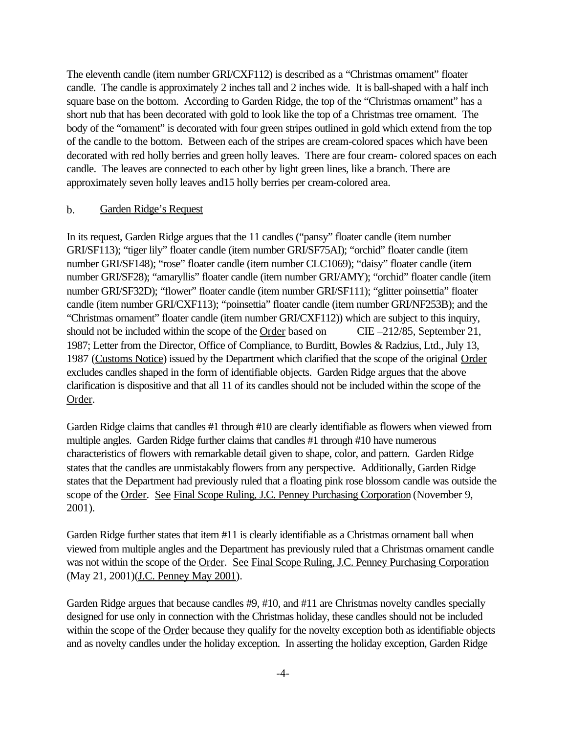The eleventh candle (item number GRI/CXF112) is described as a "Christmas ornament" floater candle. The candle is approximately 2 inches tall and 2 inches wide. It is ball-shaped with a half inch square base on the bottom. According to Garden Ridge, the top of the "Christmas ornament" has a short nub that has been decorated with gold to look like the top of a Christmas tree ornament. The body of the "ornament" is decorated with four green stripes outlined in gold which extend from the top of the candle to the bottom. Between each of the stripes are cream-colored spaces which have been decorated with red holly berries and green holly leaves. There are four cream- colored spaces on each candle. The leaves are connected to each other by light green lines, like a branch. There are approximately seven holly leaves and15 holly berries per cream-colored area.

b. Garden Ridge's Request

In its request, Garden Ridge argues that the 11 candles ("pansy" floater candle (item number GRI/SF113); "tiger lily" floater candle (item number GRI/SF75AI); "orchid" floater candle (item number GRI/SF148); "rose" floater candle (item number CLC1069); "daisy" floater candle (item number GRI/SF28); "amaryllis" floater candle (item number GRI/AMY); "orchid" floater candle (item number GRI/SF32D); "flower" floater candle (item number GRI/SF111); "glitter poinsettia" floater candle (item number GRI/CXF113); "poinsettia" floater candle (item number GRI/NF253B); and the "Christmas ornament" floater candle (item number GRI/CXF112)) which are subject to this inquiry, should not be included within the scope of the Order based on CIE –212/85, September 21, 1987; Letter from the Director, Office of Compliance, to Burditt, Bowles & Radzius, Ltd., July 13, 1987 (Customs Notice) issued by the Department which clarified that the scope of the original Order excludes candles shaped in the form of identifiable objects. Garden Ridge argues that the above clarification is dispositive and that all 11 of its candles should not be included within the scope of the Order.

Garden Ridge claims that candles #1 through #10 are clearly identifiable as flowers when viewed from multiple angles. Garden Ridge further claims that candles #1 through #10 have numerous characteristics of flowers with remarkable detail given to shape, color, and pattern. Garden Ridge states that the candles are unmistakably flowers from any perspective. Additionally, Garden Ridge states that the Department had previously ruled that a floating pink rose blossom candle was outside the scope of the Order. See Final Scope Ruling, J.C. Penney Purchasing Corporation (November 9, 2001).

Garden Ridge further states that item #11 is clearly identifiable as a Christmas ornament ball when viewed from multiple angles and the Department has previously ruled that a Christmas ornament candle was not within the scope of the Order. See Final Scope Ruling, J.C. Penney Purchasing Corporation (May 21, 2001)(J.C. Penney May 2001).

Garden Ridge argues that because candles #9, #10, and #11 are Christmas novelty candles specially designed for use only in connection with the Christmas holiday, these candles should not be included within the scope of the Order because they qualify for the novelty exception both as identifiable objects and as novelty candles under the holiday exception. In asserting the holiday exception, Garden Ridge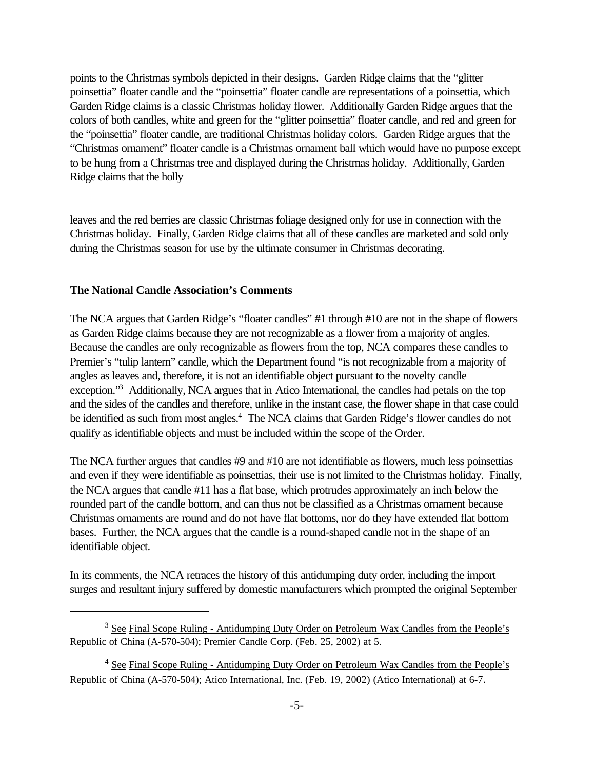points to the Christmas symbols depicted in their designs. Garden Ridge claims that the "glitter poinsettia" floater candle and the "poinsettia" floater candle are representations of a poinsettia, which Garden Ridge claims is a classic Christmas holiday flower. Additionally Garden Ridge argues that the colors of both candles, white and green for the "glitter poinsettia" floater candle, and red and green for the "poinsettia" floater candle, are traditional Christmas holiday colors. Garden Ridge argues that the "Christmas ornament" floater candle is a Christmas ornament ball which would have no purpose except to be hung from a Christmas tree and displayed during the Christmas holiday. Additionally, Garden Ridge claims that the holly leaves and the red berries are classic Christmas foliage designed only for use in connection with the Christmas holiday. Finally, Garden Ridge claims that all of these candles are marketed and sold only during the Christmas season for use by the ultimate consumer in Christmas decorating.

**The National Candle Association's Comments**

The NCA argues that Garden Ridge's "floater candles" #1 through #10 are not in the shape of flowers as Garden Ridge claims because they are not recognizable as a flower from a majority of angles. Because the candles are only recognizable as flowers from the top, NCA compares these candles to Premier's "tulip lantern" candle, which the Department found "is not recognizable from a majority of angles as leaves and, therefore, it is not an identifiable object pursuant to the novelty candle exception."[3] Additionally, NCA argues that in Atico International, the candles had petals on the top and the sides of the candles and therefore, unlike in the instant case, the flower shape in that case could be identified as such from most angles.[4] The NCA claims that Garden Ridge's flower candles do not qualify as identifiable objects and must be included within the scope of the Order.

The NCA further argues that candles #9 and #10 are not identifiable as flowers, much less poinsettias and even if they were identifiable as poinsettias, their use is not limited to the Christmas holiday. Finally, the NCA argues that candle #11 has a flat base, which protrudes approximately an inch below the rounded part of the candle bottom, and can thus not be classified as a Christmas ornament because Christmas ornaments are round and do not have flat bottoms, nor do they have extended flat bottom bases. Further, the NCA argues that the candle is a round-shaped candle not in the shape of an identifiable object.

In its comments, the NCA retraces the history of this antidumping duty order, including the import surges and resultant injury suffered by domestic manufacturers which prompted the original September

---

[3] See Final Scope Ruling - Antidumping Duty Order on Petroleum Wax Candles from the People's Republic of China (A-570-504); Premier Candle Corp. (Feb. 25, 2002) at 5.

[4] See Final Scope Ruling - Antidumping Duty Order on Petroleum Wax Candles from the People's Republic of China (A-570-504); Atico International, Inc. (Feb. 19, 2002) (Atico International) at 6-7.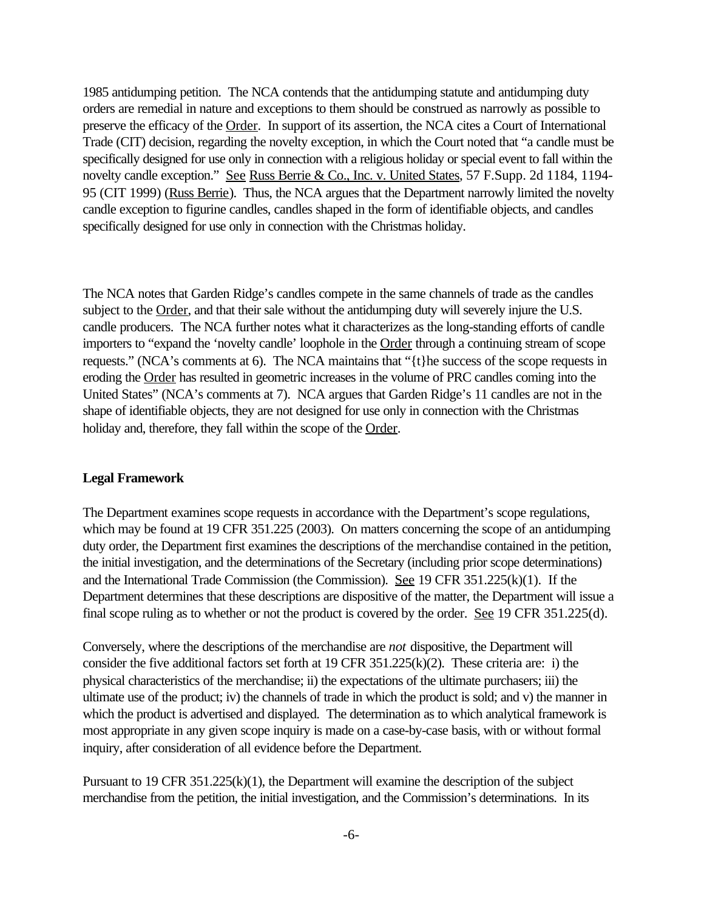1985 antidumping petition. The NCA contends that the antidumping statute and antidumping duty orders are remedial in nature and exceptions to them should be construed as narrowly as possible to preserve the efficacy of the Order. In support of its assertion, the NCA cites a Court of International Trade (CIT) decision, regarding the novelty exception, in which the Court noted that "a candle must be specifically designed for use only in connection with a religious holiday or special event to fall within the novelty candle exception." See Russ Berrie & Co., Inc. v. United States, 57 F.Supp. 2d 1184, 1194-95 (CIT 1999) (Russ Berrie). Thus, the NCA argues that the Department narrowly limited the novelty candle exception to figurine candles, candles shaped in the form of identifiable objects, and candles specifically designed for use only in connection with the Christmas holiday.

The NCA notes that Garden Ridge's candles compete in the same channels of trade as the candles subject to the Order, and that their sale without the antidumping duty will severely injure the U.S. candle producers. The NCA further notes what it characterizes as the long-standing efforts of candle importers to "expand the 'novelty candle' loophole in the Order through a continuing stream of scope requests." (NCA's comments at 6). The NCA maintains that "{t}he success of the scope requests in eroding the Order has resulted in geometric increases in the volume of PRC candles coming into the United States" (NCA's comments at 7). NCA argues that Garden Ridge's 11 candles are not in the shape of identifiable objects, they are not designed for use only in connection with the Christmas holiday and, therefore, they fall within the scope of the Order.

**Legal Framework**

The Department examines scope requests in accordance with the Department's scope regulations, which may be found at 19 CFR 351.225 (2003). On matters concerning the scope of an antidumping duty order, the Department first examines the descriptions of the merchandise contained in the petition, the initial investigation, and the determinations of the Secretary (including prior scope determinations) and the International Trade Commission (the Commission). See 19 CFR 351.225(k)(1). If the Department determines that these descriptions are dispositive of the matter, the Department will issue a final scope ruling as to whether or not the product is covered by the order. See 19 CFR 351.225(d).

Conversely, where the descriptions of the merchandise are *not* dispositive, the Department will consider the five additional factors set forth at 19 CFR 351.225(k)(2). These criteria are: i) the physical characteristics of the merchandise; ii) the expectations of the ultimate purchasers; iii) the ultimate use of the product; iv) the channels of trade in which the product is sold; and v) the manner in which the product is advertised and displayed. The determination as to which analytical framework is most appropriate in any given scope inquiry is made on a case-by-case basis, with or without formal inquiry, after consideration of all evidence before the Department.

Pursuant to 19 CFR 351.225(k)(1), the Department will examine the description of the subject merchandise from the petition, the initial investigation, and the Commission's determinations. In its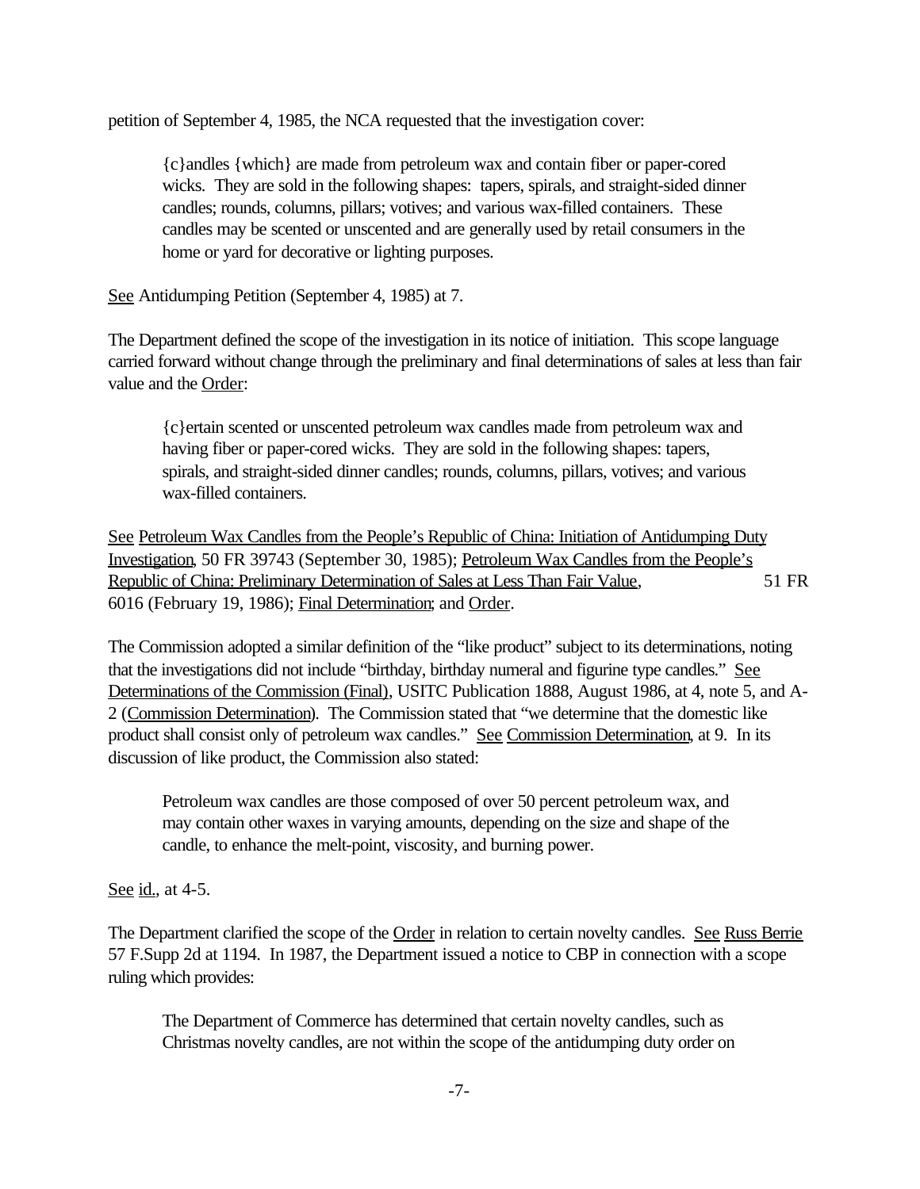petition of September 4, 1985, the NCA requested that the investigation cover:

> {c}andles {which} are made from petroleum wax and contain fiber or paper-cored wicks. They are sold in the following shapes: tapers, spirals, and straight-sided dinner candles; rounds, columns, pillars; votives; and various wax-filled containers. These candles may be scented or unscented and are generally used by retail consumers in the home or yard for decorative or lighting purposes.

See Antidumping Petition (September 4, 1985) at 7.

The Department defined the scope of the investigation in its notice of initiation. This scope language carried forward without change through the preliminary and final determinations of sales at less than fair value and the Order:

> {c}ertain scented or unscented petroleum wax candles made from petroleum wax and having fiber or paper-cored wicks. They are sold in the following shapes: tapers, spirals, and straight-sided dinner candles; rounds, columns, pillars, votives; and various wax-filled containers.

See Petroleum Wax Candles from the People's Republic of China: Initiation of Antidumping Duty Investigation, 50 FR 39743 (September 30, 1985); Petroleum Wax Candles from the People's Republic of China: Preliminary Determination of Sales at Less Than Fair Value, 51 FR 6016 (February 19, 1986); Final Determination; and Order.

The Commission adopted a similar definition of the "like product" subject to its determinations, noting that the investigations did not include "birthday, birthday numeral and figurine type candles." See Determinations of the Commission (Final), USITC Publication 1888, August 1986, at 4, note 5, and A-2 (Commission Determination). The Commission stated that "we determine that the domestic like product shall consist only of petroleum wax candles." See Commission Determination, at 9. In its discussion of like product, the Commission also stated:

> Petroleum wax candles are those composed of over 50 percent petroleum wax, and may contain other waxes in varying amounts, depending on the size and shape of the candle, to enhance the melt-point, viscosity, and burning power.

See id., at 4-5.

The Department clarified the scope of the Order in relation to certain novelty candles. See Russ Berrie 57 F.Supp 2d at 1194. In 1987, the Department issued a notice to CBP in connection with a scope ruling which provides:

> The Department of Commerce has determined that certain novelty candles, such as Christmas novelty candles, are not within the scope of the antidumping duty order on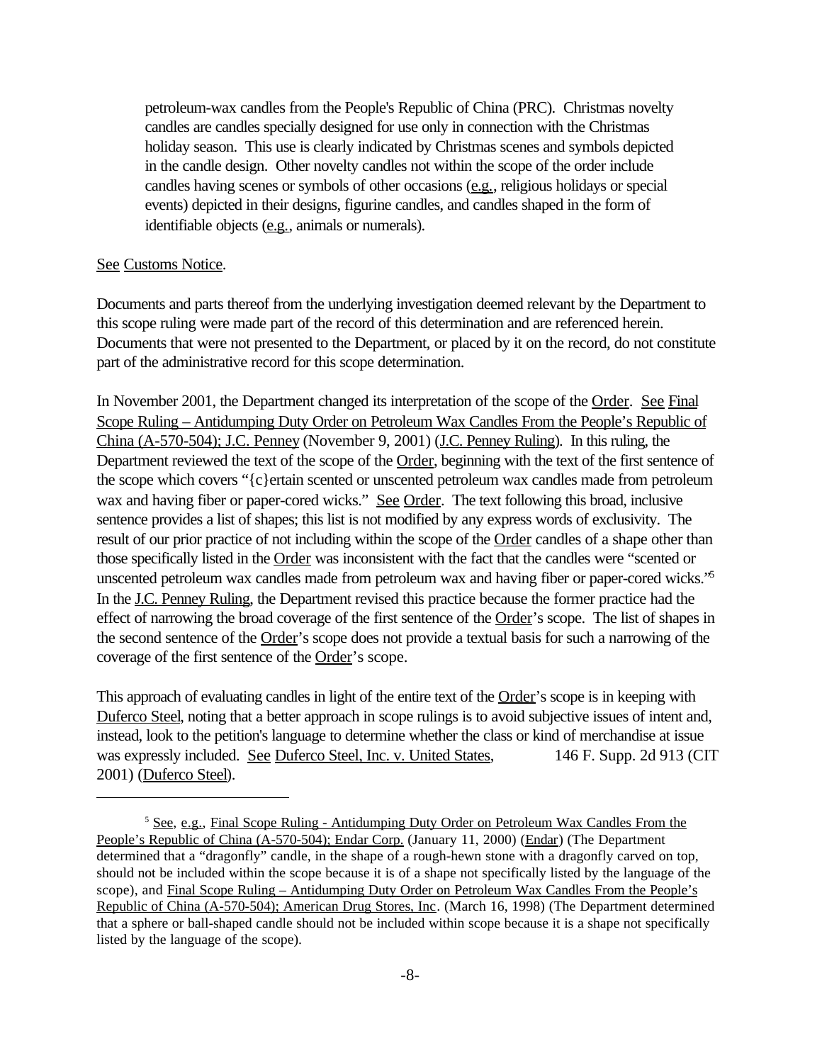petroleum-wax candles from the People's Republic of China (PRC). Christmas novelty candles are candles specially designed for use only in connection with the Christmas holiday season. This use is clearly indicated by Christmas scenes and symbols depicted in the candle design. Other novelty candles not within the scope of the order include candles having scenes or symbols of other occasions (e.g., religious holidays or special events) depicted in their designs, figurine candles, and candles shaped in the form of identifiable objects (e.g., animals or numerals).

See Customs Notice.

Documents and parts thereof from the underlying investigation deemed relevant by the Department to this scope ruling were made part of the record of this determination and are referenced herein. Documents that were not presented to the Department, or placed by it on the record, do not constitute part of the administrative record for this scope determination.

In November 2001, the Department changed its interpretation of the scope of the Order. See Final Scope Ruling – Antidumping Duty Order on Petroleum Wax Candles From the People's Republic of China (A-570-504); J.C. Penney (November 9, 2001) (J.C. Penney Ruling). In this ruling, the Department reviewed the text of the scope of the Order, beginning with the text of the first sentence of the scope which covers "{c}ertain scented or unscented petroleum wax candles made from petroleum wax and having fiber or paper-cored wicks." See Order. The text following this broad, inclusive sentence provides a list of shapes; this list is not modified by any express words of exclusivity. The result of our prior practice of not including within the scope of the Order candles of a shape other than those specifically listed in the Order was inconsistent with the fact that the candles were "scented or unscented petroleum wax candles made from petroleum wax and having fiber or paper-cored wicks."[5] In the J.C. Penney Ruling, the Department revised this practice because the former practice had the effect of narrowing the broad coverage of the first sentence of the Order's scope. The list of shapes in the second sentence of the Order's scope does not provide a textual basis for such a narrowing of the coverage of the first sentence of the Order's scope.

This approach of evaluating candles in light of the entire text of the Order's scope is in keeping with Duferco Steel, noting that a better approach in scope rulings is to avoid subjective issues of intent and, instead, look to the petition's language to determine whether the class or kind of merchandise at issue was expressly included. See Duferco Steel, Inc. v. United States, 146 F. Supp. 2d 913 (CIT 2001) (Duferco Steel).

---

[5] See, e.g., Final Scope Ruling - Antidumping Duty Order on Petroleum Wax Candles From the People's Republic of China (A-570-504); Endar Corp. (January 11, 2000) (Endar) (The Department determined that a "dragonfly" candle, in the shape of a rough-hewn stone with a dragonfly carved on top, should not be included within the scope because it is of a shape not specifically listed by the language of the scope), and Final Scope Ruling – Antidumping Duty Order on Petroleum Wax Candles From the People's Republic of China (A-570-504); American Drug Stores, Inc. (March 16, 1998) (The Department determined that a sphere or ball-shaped candle should not be included within scope because it is a shape not specifically listed by the language of the scope).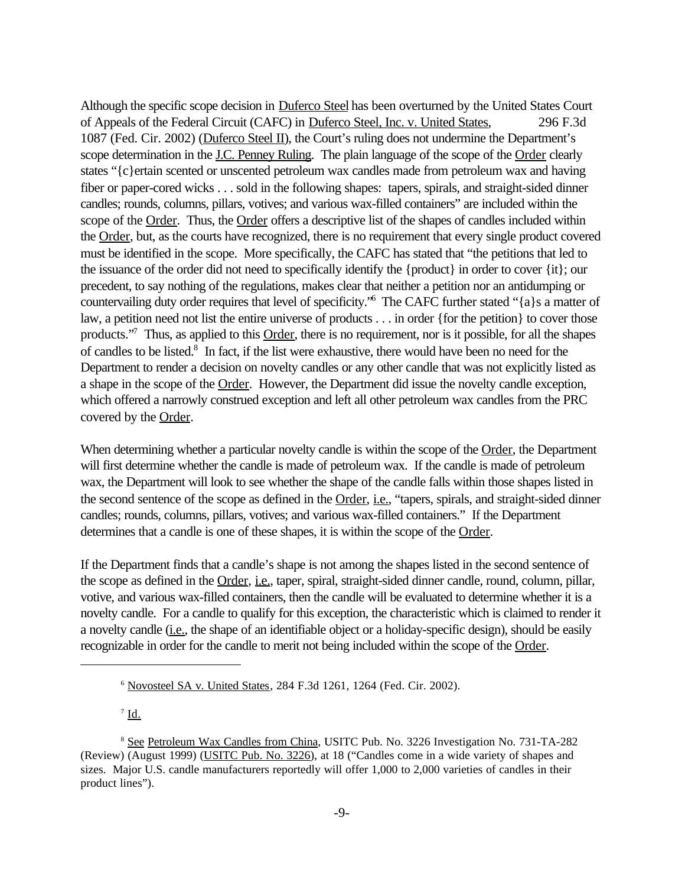Although the specific scope decision in Duferco Steel has been overturned by the United States Court of Appeals of the Federal Circuit (CAFC) in Duferco Steel, Inc. v. United States, 296 F.3d 1087 (Fed. Cir. 2002) (Duferco Steel II), the Court's ruling does not undermine the Department's scope determination in the J.C. Penney Ruling. The plain language of the scope of the Order clearly states "{c}ertain scented or unscented petroleum wax candles made from petroleum wax and having fiber or paper-cored wicks . . . sold in the following shapes: tapers, spirals, and straight-sided dinner candles; rounds, columns, pillars, votives; and various wax-filled containers" are included within the scope of the Order. Thus, the Order offers a descriptive list of the shapes of candles included within the Order, but, as the courts have recognized, there is no requirement that every single product covered must be identified in the scope. More specifically, the CAFC has stated that "the petitions that led to the issuance of the order did not need to specifically identify the {product} in order to cover {it}; our precedent, to say nothing of the regulations, makes clear that neither a petition nor an antidumping or countervailing duty order requires that level of specificity."[6] The CAFC further stated "{a}s a matter of law, a petition need not list the entire universe of products . . . in order {for the petition} to cover those products."[7] Thus, as applied to this Order, there is no requirement, nor is it possible, for all the shapes of candles to be listed.[8] In fact, if the list were exhaustive, there would have been no need for the Department to render a decision on novelty candles or any other candle that was not explicitly listed as a shape in the scope of the Order. However, the Department did issue the novelty candle exception, which offered a narrowly construed exception and left all other petroleum wax candles from the PRC covered by the Order.

When determining whether a particular novelty candle is within the scope of the Order, the Department will first determine whether the candle is made of petroleum wax. If the candle is made of petroleum wax, the Department will look to see whether the shape of the candle falls within those shapes listed in the second sentence of the scope as defined in the Order, i.e., "tapers, spirals, and straight-sided dinner candles; rounds, columns, pillars, votives; and various wax-filled containers." If the Department determines that a candle is one of these shapes, it is within the scope of the Order.

If the Department finds that a candle's shape is not among the shapes listed in the second sentence of the scope as defined in the Order, i.e., taper, spiral, straight-sided dinner candle, round, column, pillar, votive, and various wax-filled containers, then the candle will be evaluated to determine whether it is a novelty candle. For a candle to qualify for this exception, the characteristic which is claimed to render it a novelty candle (i.e., the shape of an identifiable object or a holiday-specific design), should be easily recognizable in order for the candle to merit not being included within the scope of the Order.

---

[6] Novosteel SA v. United States, 284 F.3d 1261, 1264 (Fed. Cir. 2002).

[7] Id.

[8] See Petroleum Wax Candles from China, USITC Pub. No. 3226 Investigation No. 731-TA-282 (Review) (August 1999) (USITC Pub. No. 3226), at 18 ("Candles come in a wide variety of shapes and sizes. Major U.S. candle manufacturers reportedly will offer 1,000 to 2,000 varieties of candles in their product lines").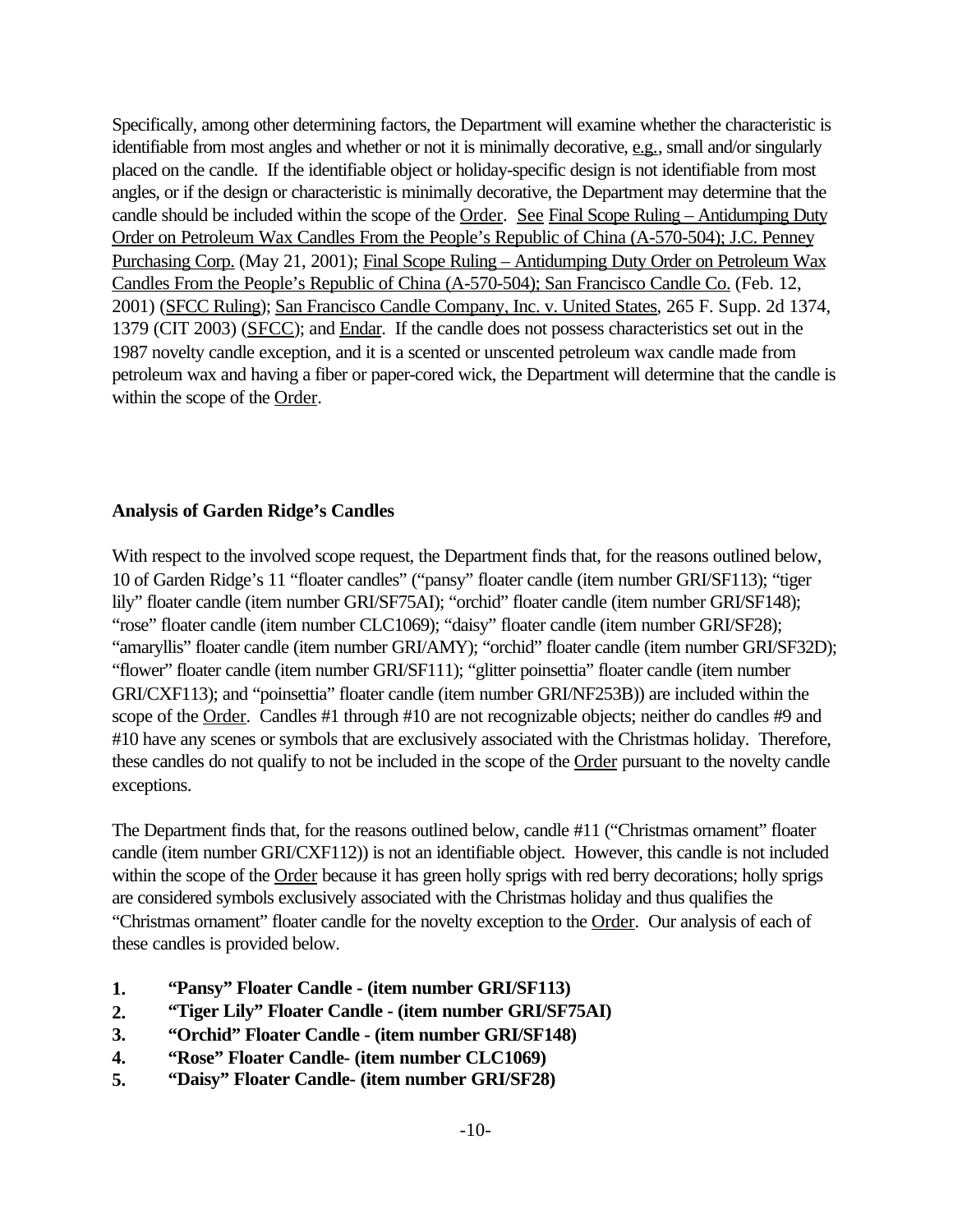Specifically, among other determining factors, the Department will examine whether the characteristic is identifiable from most angles and whether or not it is minimally decorative, e.g., small and/or singularly placed on the candle. If the identifiable object or holiday-specific design is not identifiable from most angles, or if the design or characteristic is minimally decorative, the Department may determine that the candle should be included within the scope of the Order. See Final Scope Ruling – Antidumping Duty Order on Petroleum Wax Candles From the People's Republic of China (A-570-504); J.C. Penney Purchasing Corp. (May 21, 2001); Final Scope Ruling – Antidumping Duty Order on Petroleum Wax Candles From the People's Republic of China (A-570-504); San Francisco Candle Co. (Feb. 12, 2001) (SFCC Ruling); San Francisco Candle Company, Inc. v. United States, 265 F. Supp. 2d 1374, 1379 (CIT 2003) (SFCC); and Endar. If the candle does not possess characteristics set out in the 1987 novelty candle exception, and it is a scented or unscented petroleum wax candle made from petroleum wax and having a fiber or paper-cored wick, the Department will determine that the candle is within the scope of the Order.

**Analysis of Garden Ridge's Candles**

With respect to the involved scope request, the Department finds that, for the reasons outlined below, 10 of Garden Ridge's 11 "floater candles" ("pansy" floater candle (item number GRI/SF113); "tiger lily" floater candle (item number GRI/SF75AI); "orchid" floater candle (item number GRI/SF148); "rose" floater candle (item number CLC1069); "daisy" floater candle (item number GRI/SF28); "amaryllis" floater candle (item number GRI/AMY); "orchid" floater candle (item number GRI/SF32D); "flower" floater candle (item number GRI/SF111); "glitter poinsettia" floater candle (item number GRI/CXF113); and "poinsettia" floater candle (item number GRI/NF253B)) are included within the scope of the Order. Candles #1 through #10 are not recognizable objects; neither do candles #9 and #10 have any scenes or symbols that are exclusively associated with the Christmas holiday. Therefore, these candles do not qualify to not be included in the scope of the Order pursuant to the novelty candle exceptions.

The Department finds that, for the reasons outlined below, candle #11 ("Christmas ornament" floater candle (item number GRI/CXF112)) is not an identifiable object. However, this candle is not included within the scope of the Order because it has green holly sprigs with red berry decorations; holly sprigs are considered symbols exclusively associated with the Christmas holiday and thus qualifies the "Christmas ornament" floater candle for the novelty exception to the Order. Our analysis of each of these candles is provided below.

1. **"Pansy" Floater Candle - (item number GRI/SF113)**
2. **"Tiger Lily" Floater Candle - (item number GRI/SF75AI)**
3. **"Orchid" Floater Candle - (item number GRI/SF148)**
4. **"Rose" Floater Candle- (item number CLC1069)**
5. **"Daisy" Floater Candle- (item number GRI/SF28)**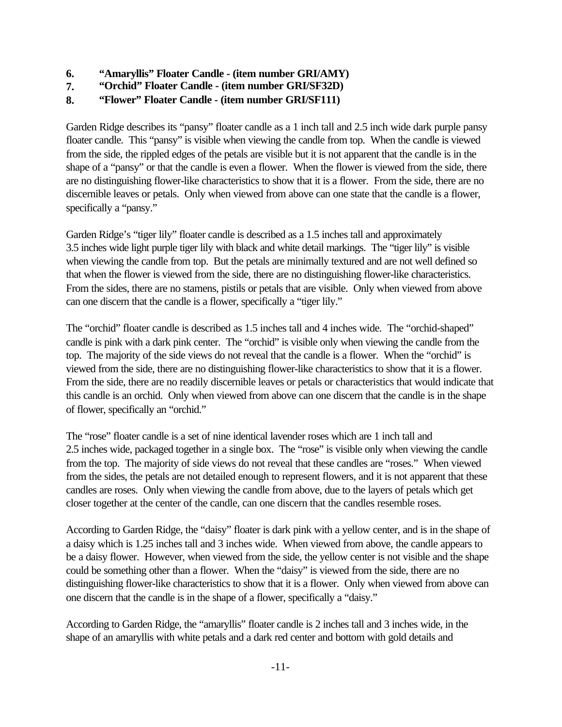6. **"Amaryllis" Floater Candle - (item number GRI/AMY)**
7. **"Orchid" Floater Candle - (item number GRI/SF32D)**
8. **"Flower" Floater Candle - (item number GRI/SF111)**

Garden Ridge describes its "pansy" floater candle as a 1 inch tall and 2.5 inch wide dark purple pansy floater candle. This "pansy" is visible when viewing the candle from top. When the candle is viewed from the side, the rippled edges of the petals are visible but it is not apparent that the candle is in the shape of a "pansy" or that the candle is even a flower. When the flower is viewed from the side, there are no distinguishing flower-like characteristics to show that it is a flower. From the side, there are no discernible leaves or petals. Only when viewed from above can one state that the candle is a flower, specifically a "pansy."

Garden Ridge's "tiger lily" floater candle is described as a 1.5 inches tall and approximately 3.5 inches wide light purple tiger lily with black and white detail markings. The "tiger lily" is visible when viewing the candle from top. But the petals are minimally textured and are not well defined so that when the flower is viewed from the side, there are no distinguishing flower-like characteristics. From the sides, there are no stamens, pistils or petals that are visible. Only when viewed from above can one discern that the candle is a flower, specifically a "tiger lily."

The "orchid" floater candle is described as 1.5 inches tall and 4 inches wide. The "orchid-shaped" candle is pink with a dark pink center. The "orchid" is visible only when viewing the candle from the top. The majority of the side views do not reveal that the candle is a flower. When the "orchid" is viewed from the side, there are no distinguishing flower-like characteristics to show that it is a flower. From the side, there are no readily discernible leaves or petals or characteristics that would indicate that this candle is an orchid. Only when viewed from above can one discern that the candle is in the shape of flower, specifically an "orchid."

The "rose" floater candle is a set of nine identical lavender roses which are 1 inch tall and 2.5 inches wide, packaged together in a single box. The "rose" is visible only when viewing the candle from the top. The majority of side views do not reveal that these candles are "roses." When viewed from the sides, the petals are not detailed enough to represent flowers, and it is not apparent that these candles are roses. Only when viewing the candle from above, due to the layers of petals which get closer together at the center of the candle, can one discern that the candles resemble roses.

According to Garden Ridge, the "daisy" floater is dark pink with a yellow center, and is in the shape of a daisy which is 1.25 inches tall and 3 inches wide. When viewed from above, the candle appears to be a daisy flower. However, when viewed from the side, the yellow center is not visible and the shape could be something other than a flower. When the "daisy" is viewed from the side, there are no distinguishing flower-like characteristics to show that it is a flower. Only when viewed from above can one discern that the candle is in the shape of a flower, specifically a "daisy."

According to Garden Ridge, the "amaryllis" floater candle is 2 inches tall and 3 inches wide, in the shape of an amaryllis with white petals and a dark red center and bottom with gold details and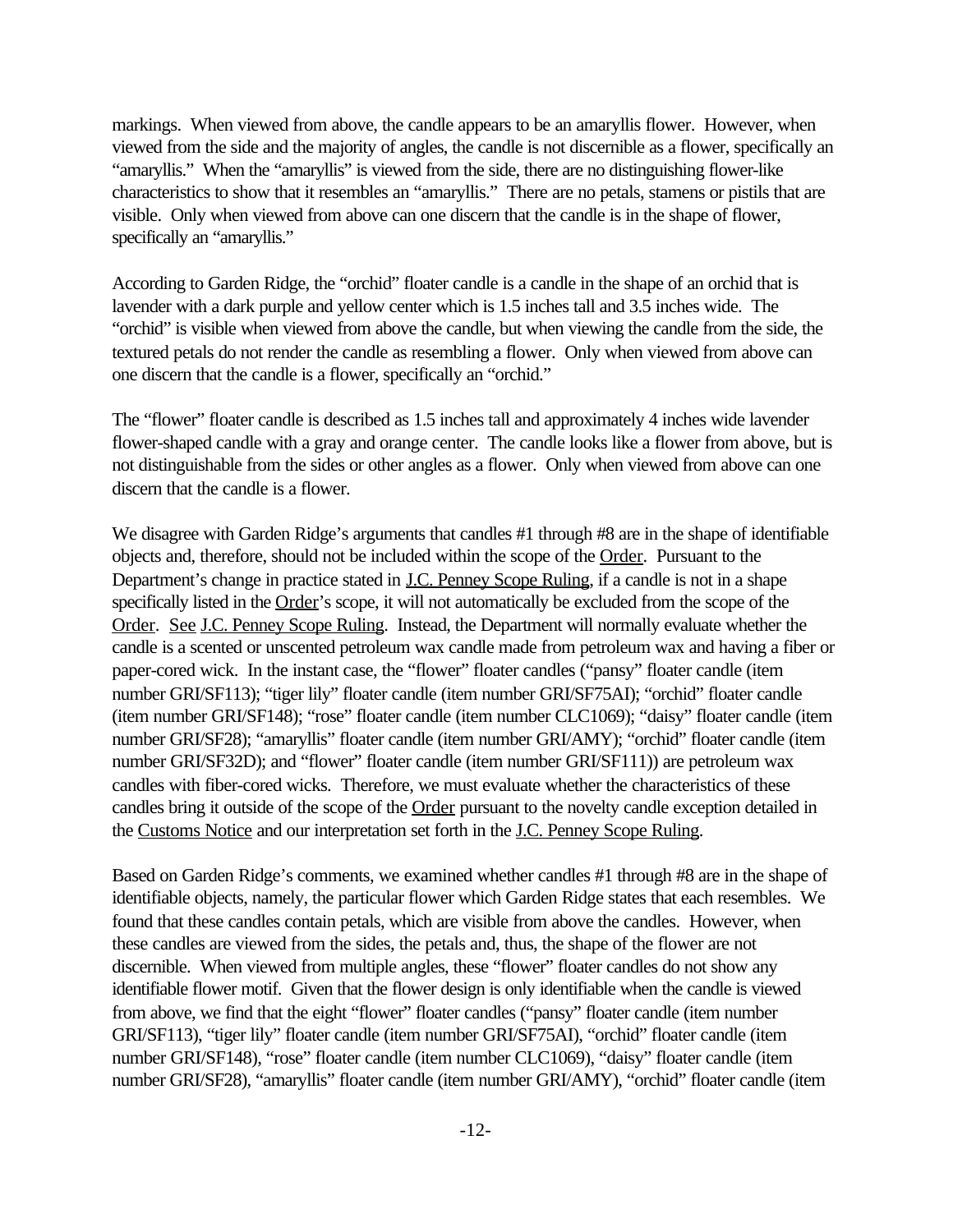markings. When viewed from above, the candle appears to be an amaryllis flower. However, when viewed from the side and the majority of angles, the candle is not discernible as a flower, specifically an "amaryllis." When the "amaryllis" is viewed from the side, there are no distinguishing flower-like characteristics to show that it resembles an "amaryllis." There are no petals, stamens or pistils that are visible. Only when viewed from above can one discern that the candle is in the shape of flower, specifically an "amaryllis."

According to Garden Ridge, the "orchid" floater candle is a candle in the shape of an orchid that is lavender with a dark purple and yellow center which is 1.5 inches tall and 3.5 inches wide. The "orchid" is visible when viewed from above the candle, but when viewing the candle from the side, the textured petals do not render the candle as resembling a flower. Only when viewed from above can one discern that the candle is a flower, specifically an "orchid."

The "flower" floater candle is described as 1.5 inches tall and approximately 4 inches wide lavender flower-shaped candle with a gray and orange center. The candle looks like a flower from above, but is not distinguishable from the sides or other angles as a flower. Only when viewed from above can one discern that the candle is a flower.

We disagree with Garden Ridge's arguments that candles #1 through #8 are in the shape of identifiable objects and, therefore, should not be included within the scope of the Order. Pursuant to the Department's change in practice stated in J.C. Penney Scope Ruling, if a candle is not in a shape specifically listed in the Order's scope, it will not automatically be excluded from the scope of the Order. See J.C. Penney Scope Ruling. Instead, the Department will normally evaluate whether the candle is a scented or unscented petroleum wax candle made from petroleum wax and having a fiber or paper-cored wick. In the instant case, the "flower" floater candles ("pansy" floater candle (item number GRI/SF113); "tiger lily" floater candle (item number GRI/SF75AI); "orchid" floater candle (item number GRI/SF148); "rose" floater candle (item number CLC1069); "daisy" floater candle (item number GRI/SF28); "amaryllis" floater candle (item number GRI/AMY); "orchid" floater candle (item number GRI/SF32D); and "flower" floater candle (item number GRI/SF111)) are petroleum wax candles with fiber-cored wicks. Therefore, we must evaluate whether the characteristics of these candles bring it outside of the scope of the Order pursuant to the novelty candle exception detailed in the Customs Notice and our interpretation set forth in the J.C. Penney Scope Ruling.

Based on Garden Ridge's comments, we examined whether candles #1 through #8 are in the shape of identifiable objects, namely, the particular flower which Garden Ridge states that each resembles. We found that these candles contain petals, which are visible from above the candles. However, when these candles are viewed from the sides, the petals and, thus, the shape of the flower are not discernible. When viewed from multiple angles, these "flower" floater candles do not show any identifiable flower motif. Given that the flower design is only identifiable when the candle is viewed from above, we find that the eight "flower" floater candles ("pansy" floater candle (item number GRI/SF113), "tiger lily" floater candle (item number GRI/SF75AI), "orchid" floater candle (item number GRI/SF148), "rose" floater candle (item number CLC1069), "daisy" floater candle (item number GRI/SF28), "amaryllis" floater candle (item number GRI/AMY), "orchid" floater candle (item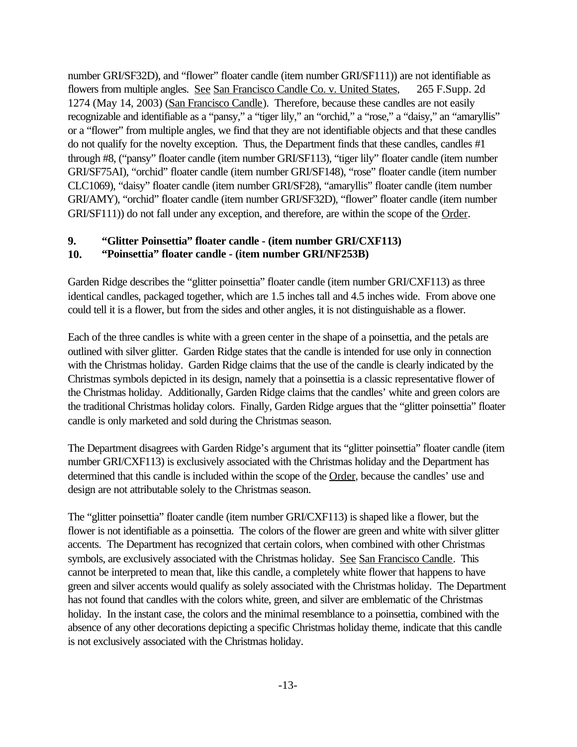number GRI/SF32D), and "flower" floater candle (item number GRI/SF111)) are not identifiable as flowers from multiple angles. See San Francisco Candle Co. v. United States, 265 F.Supp. 2d 1274 (May 14, 2003) (San Francisco Candle). Therefore, because these candles are not easily recognizable and identifiable as a "pansy," a "tiger lily," an "orchid," a "rose," a "daisy," an "amaryllis" or a "flower" from multiple angles, we find that they are not identifiable objects and that these candles do not qualify for the novelty exception. Thus, the Department finds that these candles, candles #1 through #8, ("pansy" floater candle (item number GRI/SF113), "tiger lily" floater candle (item number GRI/SF75AI), "orchid" floater candle (item number GRI/SF148), "rose" floater candle (item number CLC1069), "daisy" floater candle (item number GRI/SF28), "amaryllis" floater candle (item number GRI/AMY), "orchid" floater candle (item number GRI/SF32D), "flower" floater candle (item number GRI/SF111)) do not fall under any exception, and therefore, are within the scope of the Order.

**9. "Glitter Poinsettia" floater candle - (item number GRI/CXF113)**
**10. "Poinsettia" floater candle - (item number GRI/NF253B)**

Garden Ridge describes the "glitter poinsettia" floater candle (item number GRI/CXF113) as three identical candles, packaged together, which are 1.5 inches tall and 4.5 inches wide. From above one could tell it is a flower, but from the sides and other angles, it is not distinguishable as a flower.

Each of the three candles is white with a green center in the shape of a poinsettia, and the petals are outlined with silver glitter. Garden Ridge states that the candle is intended for use only in connection with the Christmas holiday. Garden Ridge claims that the use of the candle is clearly indicated by the Christmas symbols depicted in its design, namely that a poinsettia is a classic representative flower of the Christmas holiday. Additionally, Garden Ridge claims that the candles' white and green colors are the traditional Christmas holiday colors. Finally, Garden Ridge argues that the "glitter poinsettia" floater candle is only marketed and sold during the Christmas season.

The Department disagrees with Garden Ridge's argument that its "glitter poinsettia" floater candle (item number GRI/CXF113) is exclusively associated with the Christmas holiday and the Department has determined that this candle is included within the scope of the Order, because the candles' use and design are not attributable solely to the Christmas season.

The "glitter poinsettia" floater candle (item number GRI/CXF113) is shaped like a flower, but the flower is not identifiable as a poinsettia. The colors of the flower are green and white with silver glitter accents. The Department has recognized that certain colors, when combined with other Christmas symbols, are exclusively associated with the Christmas holiday. See San Francisco Candle. This cannot be interpreted to mean that, like this candle, a completely white flower that happens to have green and silver accents would qualify as solely associated with the Christmas holiday. The Department has not found that candles with the colors white, green, and silver are emblematic of the Christmas holiday. In the instant case, the colors and the minimal resemblance to a poinsettia, combined with the absence of any other decorations depicting a specific Christmas holiday theme, indicate that this candle is not exclusively associated with the Christmas holiday.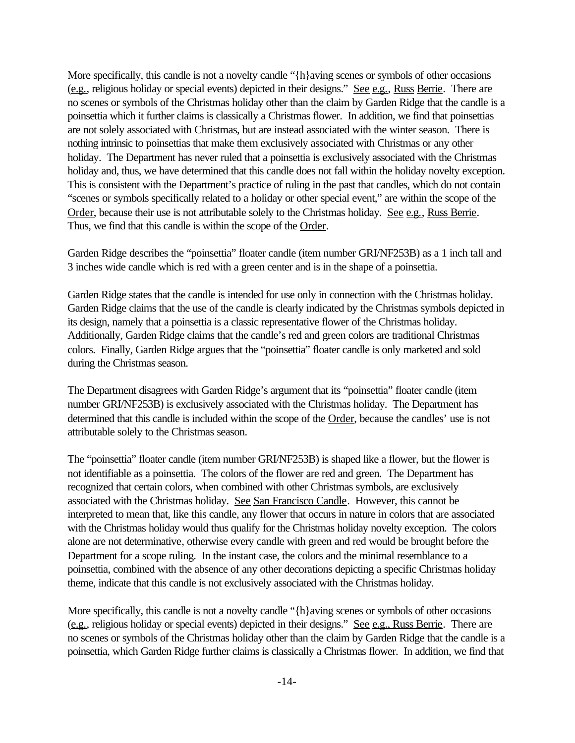More specifically, this candle is not a novelty candle "{h}aving scenes or symbols of other occasions (e.g., religious holiday or special events) depicted in their designs." See e.g., Russ Berrie. There are no scenes or symbols of the Christmas holiday other than the claim by Garden Ridge that the candle is a poinsettia which it further claims is classically a Christmas flower. In addition, we find that poinsettias are not solely associated with Christmas, but are instead associated with the winter season. There is nothing intrinsic to poinsettias that make them exclusively associated with Christmas or any other holiday. The Department has never ruled that a poinsettia is exclusively associated with the Christmas holiday and, thus, we have determined that this candle does not fall within the holiday novelty exception. This is consistent with the Department's practice of ruling in the past that candles, which do not contain "scenes or symbols specifically related to a holiday or other special event," are within the scope of the Order, because their use is not attributable solely to the Christmas holiday. See e.g., Russ Berrie. Thus, we find that this candle is within the scope of the Order.

Garden Ridge describes the "poinsettia" floater candle (item number GRI/NF253B) as a 1 inch tall and 3 inches wide candle which is red with a green center and is in the shape of a poinsettia.

Garden Ridge states that the candle is intended for use only in connection with the Christmas holiday. Garden Ridge claims that the use of the candle is clearly indicated by the Christmas symbols depicted in its design, namely that a poinsettia is a classic representative flower of the Christmas holiday. Additionally, Garden Ridge claims that the candle's red and green colors are traditional Christmas colors. Finally, Garden Ridge argues that the "poinsettia" floater candle is only marketed and sold during the Christmas season.

The Department disagrees with Garden Ridge's argument that its "poinsettia" floater candle (item number GRI/NF253B) is exclusively associated with the Christmas holiday. The Department has determined that this candle is included within the scope of the Order, because the candles' use is not attributable solely to the Christmas season.

The "poinsettia" floater candle (item number GRI/NF253B) is shaped like a flower, but the flower is not identifiable as a poinsettia. The colors of the flower are red and green. The Department has recognized that certain colors, when combined with other Christmas symbols, are exclusively associated with the Christmas holiday. See San Francisco Candle. However, this cannot be interpreted to mean that, like this candle, any flower that occurs in nature in colors that are associated with the Christmas holiday would thus qualify for the Christmas holiday novelty exception. The colors alone are not determinative, otherwise every candle with green and red would be brought before the Department for a scope ruling. In the instant case, the colors and the minimal resemblance to a poinsettia, combined with the absence of any other decorations depicting a specific Christmas holiday theme, indicate that this candle is not exclusively associated with the Christmas holiday.

More specifically, this candle is not a novelty candle "{h}aving scenes or symbols of other occasions (e.g., religious holiday or special events) depicted in their designs." See e.g., Russ Berrie. There are no scenes or symbols of the Christmas holiday other than the claim by Garden Ridge that the candle is a poinsettia, which Garden Ridge further claims is classically a Christmas flower. In addition, we find that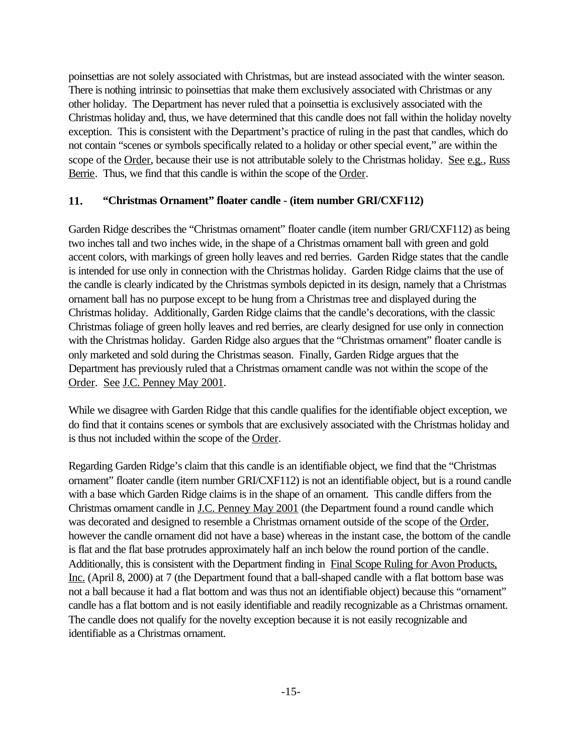poinsettias are not solely associated with Christmas, but are instead associated with the winter season. There is nothing intrinsic to poinsettias that make them exclusively associated with Christmas or any other holiday. The Department has never ruled that a poinsettia is exclusively associated with the Christmas holiday and, thus, we have determined that this candle does not fall within the holiday novelty exception. This is consistent with the Department's practice of ruling in the past that candles, which do not contain "scenes or symbols specifically related to a holiday or other special event," are within the scope of the Order, because their use is not attributable solely to the Christmas holiday. See e.g., Russ Berrie. Thus, we find that this candle is within the scope of the Order.

### 11. "Christmas Ornament" floater candle - (item number GRI/CXF112)

Garden Ridge describes the "Christmas ornament" floater candle (item number GRI/CXF112) as being two inches tall and two inches wide, in the shape of a Christmas ornament ball with green and gold accent colors, with markings of green holly leaves and red berries. Garden Ridge states that the candle is intended for use only in connection with the Christmas holiday. Garden Ridge claims that the use of the candle is clearly indicated by the Christmas symbols depicted in its design, namely that a Christmas ornament ball has no purpose except to be hung from a Christmas tree and displayed during the Christmas holiday. Additionally, Garden Ridge claims that the candle's decorations, with the classic Christmas foliage of green holly leaves and red berries, are clearly designed for use only in connection with the Christmas holiday. Garden Ridge also argues that the "Christmas ornament" floater candle is only marketed and sold during the Christmas season. Finally, Garden Ridge argues that the Department has previously ruled that a Christmas ornament candle was not within the scope of the Order. See J.C. Penney May 2001.

While we disagree with Garden Ridge that this candle qualifies for the identifiable object exception, we do find that it contains scenes or symbols that are exclusively associated with the Christmas holiday and is thus not included within the scope of the Order.

Regarding Garden Ridge's claim that this candle is an identifiable object, we find that the "Christmas ornament" floater candle (item number GRI/CXF112) is not an identifiable object, but is a round candle with a base which Garden Ridge claims is in the shape of an ornament. This candle differs from the Christmas ornament candle in J.C. Penney May 2001 (the Department found a round candle which was decorated and designed to resemble a Christmas ornament outside of the scope of the Order, however the candle ornament did not have a base) whereas in the instant case, the bottom of the candle is flat and the flat base protrudes approximately half an inch below the round portion of the candle. Additionally, this is consistent with the Department finding in Final Scope Ruling for Avon Products, Inc. (April 8, 2000) at 7 (the Department found that a ball-shaped candle with a flat bottom base was not a ball because it had a flat bottom and was thus not an identifiable object) because this "ornament" candle has a flat bottom and is not easily identifiable and readily recognizable as a Christmas ornament. The candle does not qualify for the novelty exception because it is not easily recognizable and identifiable as a Christmas ornament.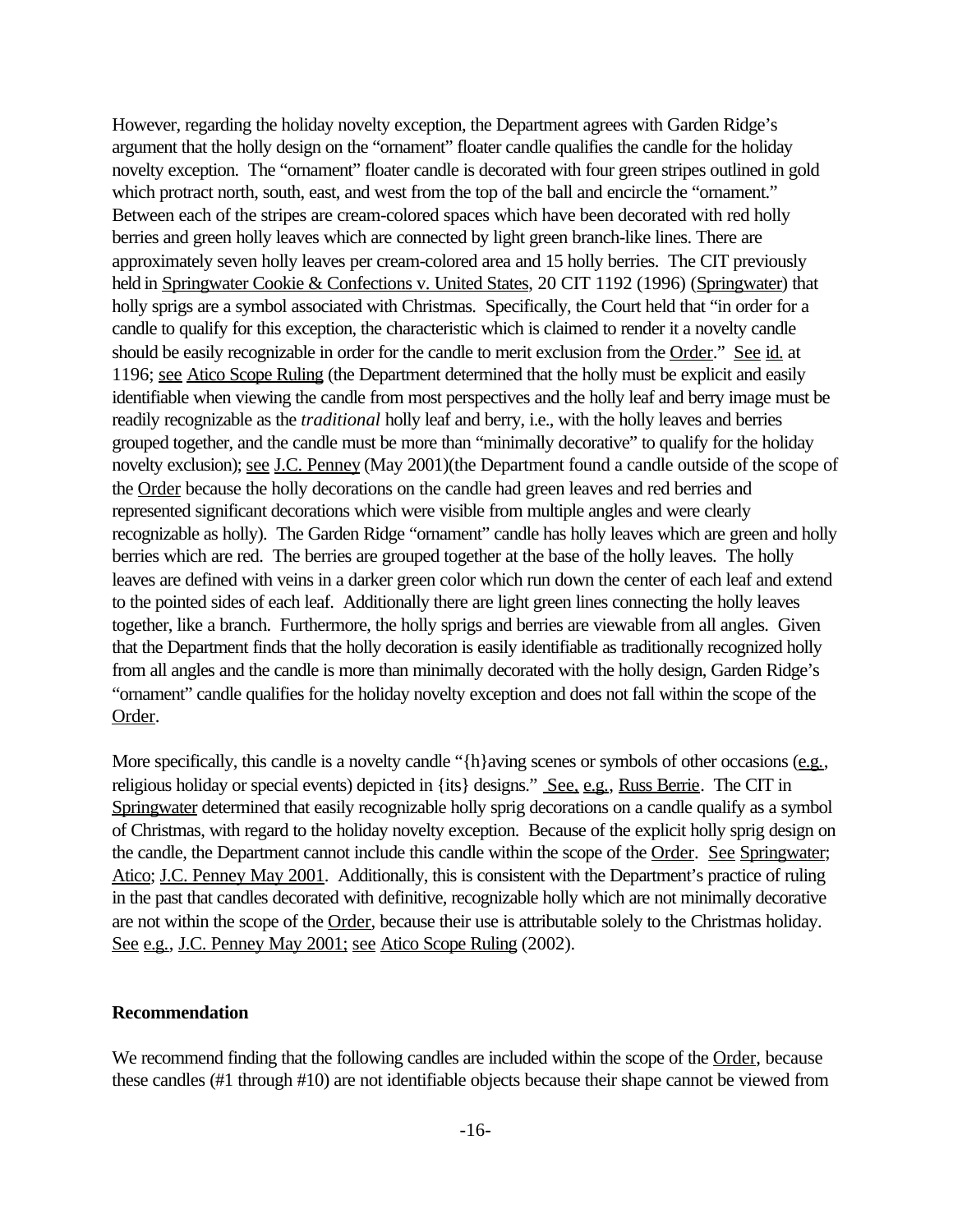However, regarding the holiday novelty exception, the Department agrees with Garden Ridge's argument that the holly design on the "ornament" floater candle qualifies the candle for the holiday novelty exception. The "ornament" floater candle is decorated with four green stripes outlined in gold which protract north, south, east, and west from the top of the ball and encircle the "ornament." Between each of the stripes are cream-colored spaces which have been decorated with red holly berries and green holly leaves which are connected by light green branch-like lines. There are approximately seven holly leaves per cream-colored area and 15 holly berries. The CIT previously held in Springwater Cookie & Confections v. United States, 20 CIT 1192 (1996) (Springwater) that holly sprigs are a symbol associated with Christmas. Specifically, the Court held that "in order for a candle to qualify for this exception, the characteristic which is claimed to render it a novelty candle should be easily recognizable in order for the candle to merit exclusion from the Order." See id. at 1196; see Atico Scope Ruling (the Department determined that the holly must be explicit and easily identifiable when viewing the candle from most perspectives and the holly leaf and berry image must be readily recognizable as the *traditional* holly leaf and berry, i.e., with the holly leaves and berries grouped together, and the candle must be more than "minimally decorative" to qualify for the holiday novelty exclusion); see J.C. Penney (May 2001)(the Department found a candle outside of the scope of the Order because the holly decorations on the candle had green leaves and red berries and represented significant decorations which were visible from multiple angles and were clearly recognizable as holly). The Garden Ridge "ornament" candle has holly leaves which are green and holly berries which are red. The berries are grouped together at the base of the holly leaves. The holly leaves are defined with veins in a darker green color which run down the center of each leaf and extend to the pointed sides of each leaf. Additionally there are light green lines connecting the holly leaves together, like a branch. Furthermore, the holly sprigs and berries are viewable from all angles. Given that the Department finds that the holly decoration is easily identifiable as traditionally recognized holly from all angles and the candle is more than minimally decorated with the holly design, Garden Ridge's "ornament" candle qualifies for the holiday novelty exception and does not fall within the scope of the Order.

More specifically, this candle is a novelty candle "{h}aving scenes or symbols of other occasions (e.g., religious holiday or special events) depicted in {its} designs." See, e.g., Russ Berrie. The CIT in Springwater determined that easily recognizable holly sprig decorations on a candle qualify as a symbol of Christmas, with regard to the holiday novelty exception. Because of the explicit holly sprig design on the candle, the Department cannot include this candle within the scope of the Order. See Springwater; Atico; J.C. Penney May 2001. Additionally, this is consistent with the Department's practice of ruling in the past that candles decorated with definitive, recognizable holly which are not minimally decorative are not within the scope of the Order, because their use is attributable solely to the Christmas holiday. See e.g., J.C. Penney May 2001; see Atico Scope Ruling (2002).

**Recommendation**

We recommend finding that the following candles are included within the scope of the Order, because these candles (#1 through #10) are not identifiable objects because their shape cannot be viewed from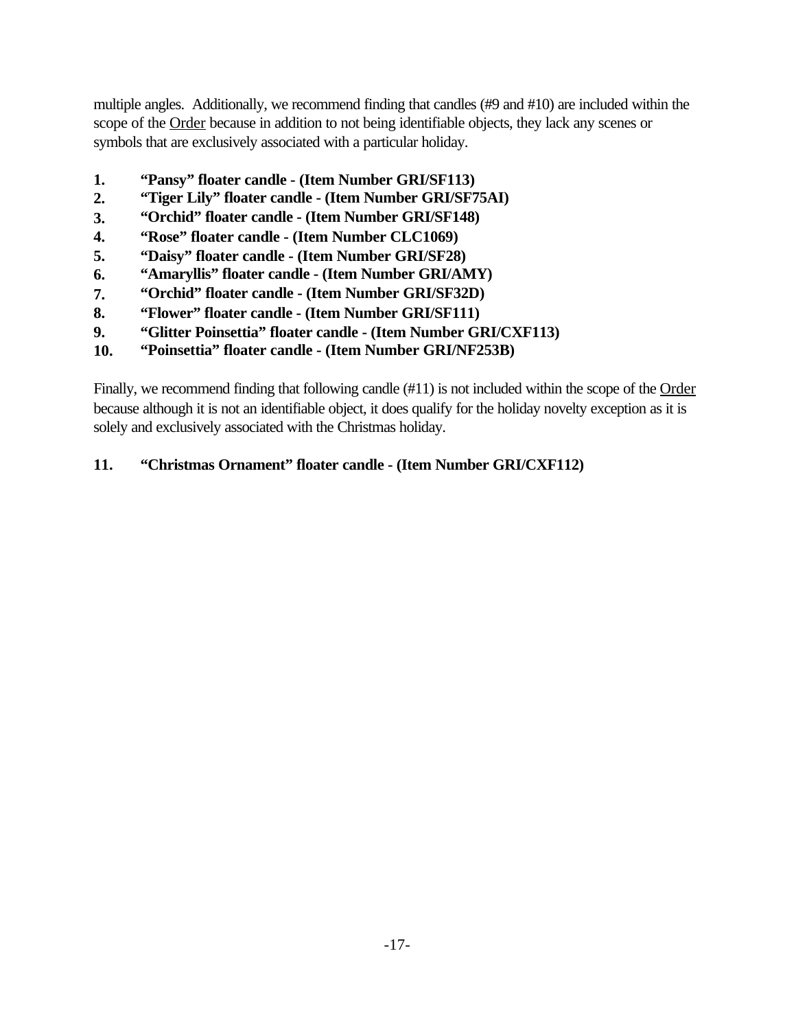multiple angles. Additionally, we recommend finding that candles (#9 and #10) are included within the scope of the Order because in addition to not being identifiable objects, they lack any scenes or symbols that are exclusively associated with a particular holiday.

1. **"Pansy" floater candle - (Item Number GRI/SF113)**
2. **"Tiger Lily" floater candle - (Item Number GRI/SF75AI)**
3. **"Orchid" floater candle - (Item Number GRI/SF148)**
4. **"Rose" floater candle - (Item Number CLC1069)**
5. **"Daisy" floater candle - (Item Number GRI/SF28)**
6. **"Amaryllis" floater candle - (Item Number GRI/AMY)**
7. **"Orchid" floater candle - (Item Number GRI/SF32D)**
8. **"Flower" floater candle - (Item Number GRI/SF111)**
9. **"Glitter Poinsettia" floater candle - (Item Number GRI/CXF113)**
10. **"Poinsettia" floater candle - (Item Number GRI/NF253B)**

Finally, we recommend finding that following candle (#11) is not included within the scope of the Order because although it is not an identifiable object, it does qualify for the holiday novelty exception as it is solely and exclusively associated with the Christmas holiday.

11. **"Christmas Ornament" floater candle - (Item Number GRI/CXF112)**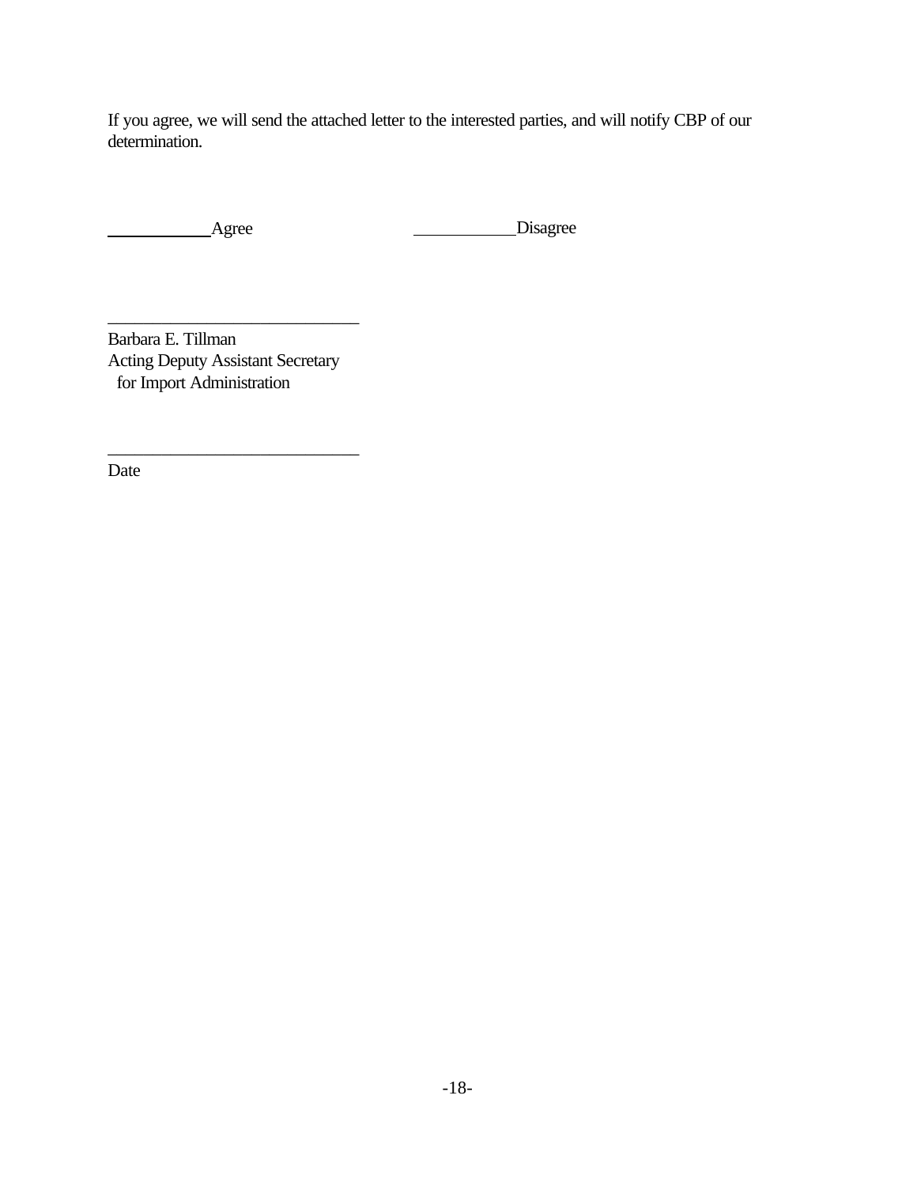If you agree, we will send the attached letter to the interested parties, and will notify CBP of our determination.

\_\_\_\_\_\_\_\_\_\_\_\_Agree                    \_\_\_\_\_\_\_\_\_\_\_\_Disagree

\_\_\_\_\_\_\_\_\_\_\_\_\_\_\_\_\_\_\_\_\_\_\_\_\_\_\_\_\_\_

Barbara E. Tillman  
Acting Deputy Assistant Secretary  
for Import Administration

\_\_\_\_\_\_\_\_\_\_\_\_\_\_\_\_\_\_\_\_\_\_\_\_\_\_\_\_\_\_

Date